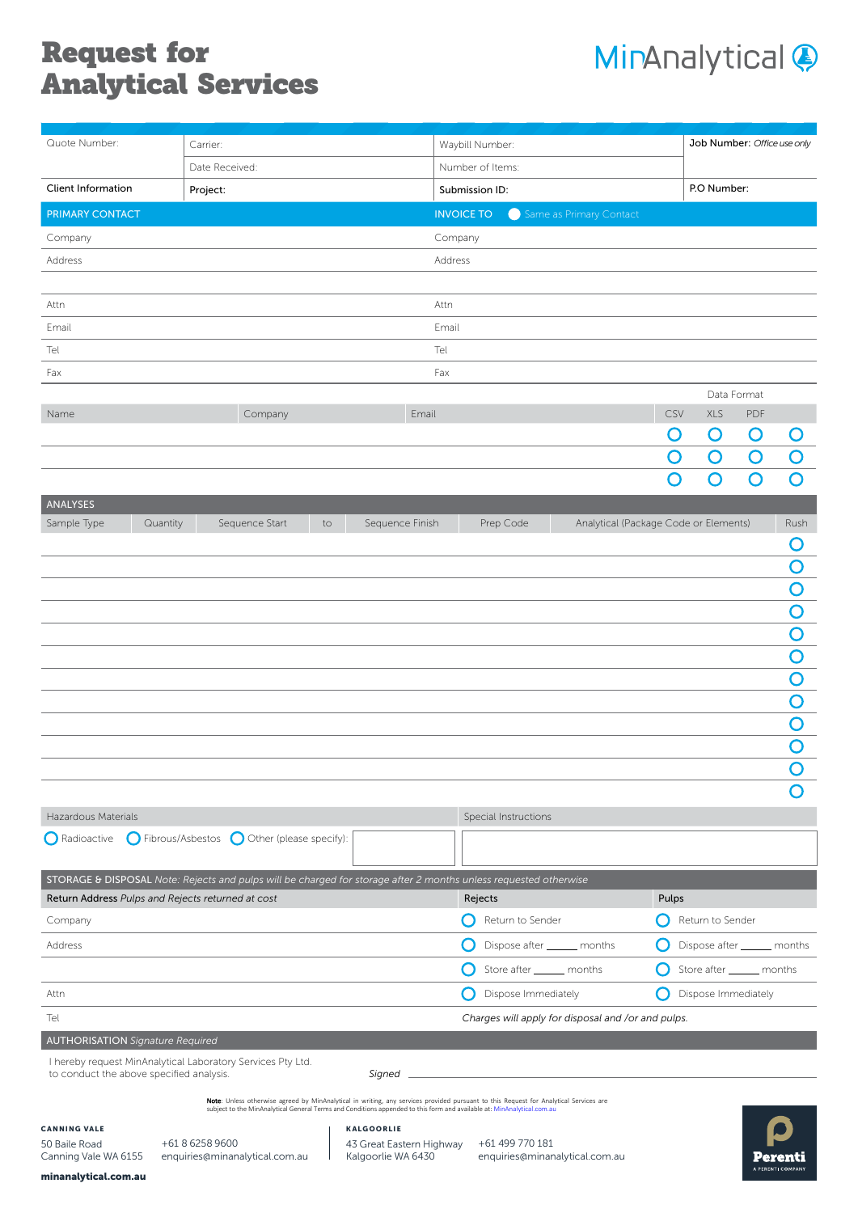# Request for Analytical Services

MinAnalytical

| Quote Number: | Carrier: | Waybill Number: | Job Number: *Office use only* |
|---|---|---|---|
| | Date Received: | Number of Items: | |
| Client Information | Project: | Submission ID: | P.O Number: |

| PRIMARY CONTACT | INVOICE TO ○ Same as Primary Contact |
|---|---|
| Company | Company |
| Address | Address |
| | |
| Attn | Attn |
| Email | Email |
| Tel | Tel |
| Fax | Fax |

| Name | Company | Email | CSV | XLS | PDF | |
|---|---|---|---|---|---|---|
| | | | ○ | ○ | ○ | ○ |
| | | | ○ | ○ | ○ | ○ |
| | | | ○ | ○ | ○ | ○ |

Data Format

## ANALYSES

| Sample Type | Quantity | Sequence Start | to | Sequence Finish | Prep Code | Analytical (Package Code or Elements) | Rush |
|---|---|---|---|---|---|---|---|
| | | | | | | | ○ |
| | | | | | | | ○ |
| | | | | | | | ○ |
| | | | | | | | ○ |
| | | | | | | | ○ |
| | | | | | | | ○ |
| | | | | | | | ○ |
| | | | | | | | ○ |
| | | | | | | | ○ |
| | | | | | | | ○ |
| | | | | | | | ○ |
| | | | | | | | ○ |

| Hazardous Materials | Special Instructions |
|---|---|
| ○ Radioactive ○ Fibrous/Asbestos ○ Other (please specify): | |

## STORAGE & DISPOSAL *Note: Rejects and pulps will be charged for storage after 2 months unless requested otherwise*

| Return Address *Pulps and Rejects returned at cost* | Rejects | Pulps |
|---|---|---|
| Company | ○ Return to Sender | ○ Return to Sender |
| Address | ○ Dispose after ______ months | ○ Dispose after ______ months |
| | ○ Store after ______ months | ○ Store after ______ months |
| Attn | ○ Dispose Immediately | ○ Dispose Immediately |
| Tel | *Charges will apply for disposal and /or and pulps.* | |

## AUTHORISATION *Signature Required*

I hereby request MinAnalytical Laboratory Services Pty Ltd. to conduct the above specified analysis.

*Signed* ______________________________

**Note**: Unless otherwise agreed by MinAnalytical in writing, any services provided pursuant to this Request for Analytical Services are subject to the MinAnalytical General Terms and Conditions appended to this form and available at: MinAnalytical.com.au

**CANNING VALE**
50 Baile Road
Canning Vale WA 6155
+61 8 6258 9600
enquiries@minanalytical.com.au

**KALGOORLIE**
43 Great Eastern Highway
Kalgoorlie WA 6430
+61 499 770 181
enquiries@minanalytical.com.au

**minanalytical.com.au**

Perenti
A PERENTI COMPANY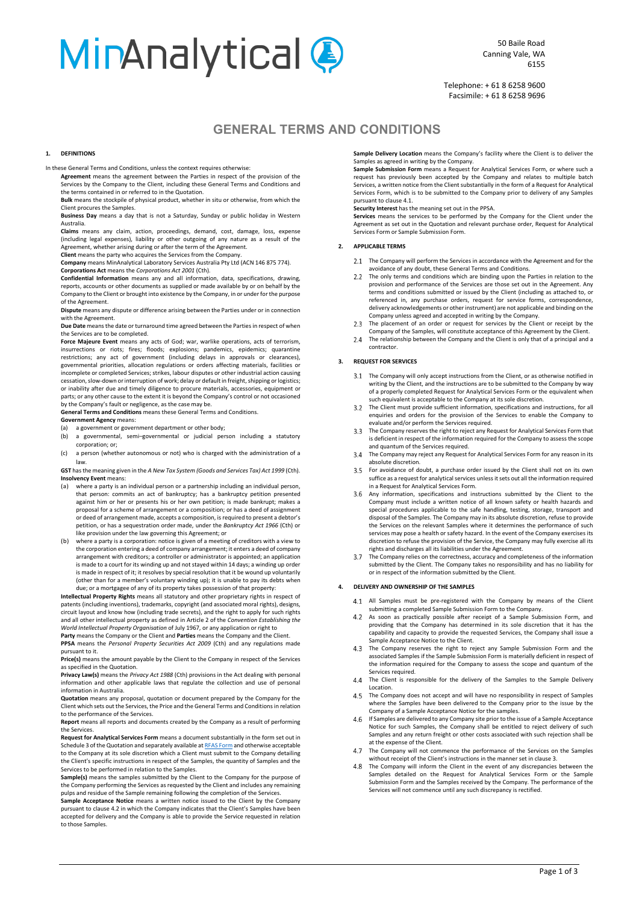# MinAnalytical

50 Baile Road
Canning Vale, WA
6155

Telephone: + 61 8 6258 9600
Facsimile: + 61 8 6258 9696

## GENERAL TERMS AND CONDITIONS

### 1. DEFINITIONS

In these General Terms and Conditions, unless the context requires otherwise:

**Agreement** means the agreement between the Parties in respect of the provision of the Services by the Company to the Client, including these General Terms and Conditions and the terms contained in or referred to in the Quotation.

**Bulk** means the stockpile of physical product, whether in situ or otherwise, from which the Client procures the Samples.

**Business Day** means a day that is not a Saturday, Sunday or public holiday in Western Australia.

**Claims** means any claim, action, proceedings, demand, cost, damage, loss, expense (including legal expenses), liability or other outgoing of any nature as a result of the Agreement, whether arising during or after the term of the Agreement.

**Client** means the party who acquires the Services from the Company.

**Company** means MinAnalytical Laboratory Services Australia Pty Ltd (ACN 146 875 774).

**Corporations Act** means the *Corporations Act 2001* (Cth).

**Confidential Information** means any and all information, data, specifications, drawing, reports, accounts or other documents as supplied or made available by or on behalf by the Company to the Client or brought into existence by the Company, in or under for the purpose of the Agreement.

**Dispute** means any dispute or difference arising between the Parties under or in connection with the Agreement.

**Due Date** means the date or turnaround time agreed between the Parties in respect of when the Services are to be completed.

**Force Majeure Event** means any acts of God; war, warlike operations, acts of terrorism, insurrections or riots; fires; floods; explosions; pandemics, epidemics; quarantine restrictions; any act of government (including delays in approvals or clearances), governmental priorities, allocation regulations or orders affecting materials, facilities or incomplete or completed Services; strikes, labour disputes or other industrial action causing cessation, slow-down or interruption of work; delay or default in freight, shipping or logistics; or inability after due and timely diligence to procure materials, accessories, equipment or parts; or any other cause to the extent it is beyond the Company's control or not occasioned by the Company's fault or negligence, as the case may be.

**General Terms and Conditions** means these General Terms and Conditions.

**Government Agency** means:

(a) a government or government department or other body;

(b) a governmental, semi–governmental or judicial person including a statutory corporation; or;

(c) a person (whether autonomous or not) who is charged with the administration of a law.

**GST** has the meaning given in the *A New Tax System (Goods and Services Tax) Act 1999* (Cth).

**Insolvency Event** means:

(a) where a party is an individual person or a partnership including an individual person, that person: commits an act of bankruptcy; has a bankruptcy petition presented against him or her or presents his or her own petition; is made bankrupt; makes a proposal for a scheme of arrangement or a composition; or has a deed of assignment or deed of arrangement made, accepts a composition, is required to present a debtor's petition, or has a sequestration order made, under the *Bankruptcy Act 1966* (Cth) or like provision under the law governing this Agreement; or

(b) where a party is a corporation: notice is given of a meeting of creditors with a view to the corporation entering a deed of company arrangement; it enters a deed of company arrangement with creditors; a controller or administrator is appointed; an application is made to a court for its winding up and not stayed within 14 days; a winding up order is made in respect of it; it resolves by special resolution that it be wound up voluntarily (other than for a member's voluntary winding up); it is unable to pay its debts when due; or a mortgagee of any of its property takes possession of that property:

**Intellectual Property Rights** means all statutory and other proprietary rights in respect of patents (including inventions), trademarks, copyright (and associated moral rights), designs, circuit layout and know how (including trade secrets), and the right to apply for such rights and all other intellectual property as defined in Article 2 of the *Convention Establishing the World Intellectual Property Organisation* of July 1967, or any application or right to

**Party** means the Company or the Client and **Parties** means the Company and the Client.

**PPSA** means the *Personal Property Securities Act 2009* (Cth) and any regulations made pursuant to it.

**Price(s)** means the amount payable by the Client to the Company in respect of the Services as specified in the Quotation.

**Privacy Law(s)** means the *Privacy Act 1988* (Cth) provisions in the Act dealing with personal information and other applicable laws that regulate the collection and use of personal information in Australia.

**Quotation** means any proposal, quotation or document prepared by the Company for the Client which sets out the Services, the Price and the General Terms and Conditions in relation to the performance of the Services.

**Report** means all reports and documents created by the Company as a result of performing the Services.

**Request for Analytical Services Form** means a document substantially in the form set out in Schedule 3 of the Quotation and separately available at RFAS Form and otherwise acceptable to the Company at its sole discretion which a Client must submit to the Company detailing the Client's specific instructions in respect of the Samples, the quantity of Samples and the Services to be performed in relation to the Samples.

**Sample(s)** means the samples submitted by the Client to the Company for the purpose of the Company performing the Services as requested by the Client and includes any remaining pulps and residue of the Sample remaining following the completion of the Services.

**Sample Acceptance Notice** means a written notice issued to the Client by the Company pursuant to clause 4.2 in which the Company indicates that the Client's Samples have been accepted for delivery and the Company is able to provide the Service requested in relation to those Samples.

**Sample Delivery Location** means the Company's facility where the Client is to deliver the Samples as agreed in writing by the Company.

**Sample Submission Form** means a Request for Analytical Services Form, or where such a request has previously been accepted by the Company and relates to multiple batch Services, a written notice from the Client substantially in the form of a Request for Analytical Services Form, which is to be submitted to the Company prior to delivery of any Samples pursuant to clause 4.1.

**Security Interest** has the meaning set out in the PPSA.

**Services** means the services to be performed by the Company for the Client under the Agreement as set out in the Quotation and relevant purchase order, Request for Analytical Services Form or Sample Submission Form.

### 2. APPLICABLE TERMS

2.1 The Company will perform the Services in accordance with the Agreement and for the avoidance of any doubt, these General Terms and Conditions.

2.2 The only terms and conditions which are binding upon the Parties in relation to the provision and performance of the Services are those set out in the Agreement. Any terms and conditions submitted or issued by the Client (including as attached to, or referenced in, any purchase orders, request for service forms, correspondence, delivery acknowledgements or other instrument) are not applicable and binding on the Company unless agreed and accepted in writing by the Company.

2.3 The placement of an order or request for services by the Client or receipt by the Company of the Samples, will constitute acceptance of this Agreement by the Client.

2.4 The relationship between the Company and the Client is only that of a principal and a contractor.

### 3. REQUEST FOR SERVICES

3.1 The Company will only accept instructions from the Client, or as otherwise notified in writing by the Client, and the instructions are to be submitted to the Company by way of a properly completed Request for Analytical Services Form or the equivalent when such equivalent is acceptable to the Company at its sole discretion.

3.2 The Client must provide sufficient information, specifications and instructions, for all enquiries and orders for the provision of the Services to enable the Company to evaluate and/or perform the Services required.

3.3 The Company reserves the right to reject any Request for Analytical Services Form that is deficient in respect of the information required for the Company to assess the scope and quantum of the Services required.

3.4 The Company may reject any Request for Analytical Services Form for any reason in its absolute discretion.

3.5 For avoidance of doubt, a purchase order issued by the Client shall not on its own suffice as a request for analytical services unless it sets out all the information required in a Request for Analytical Services Form.

3.6 Any information, specifications and instructions submitted by the Client to the Company must include a written notice of all known safety or health hazards and special procedures applicable to the safe handling, testing, storage, transport and disposal of the Samples. The Company may in its absolute discretion, refuse to provide the Services on the relevant Samples where it determines the performance of such services may pose a health or safety hazard. In the event of the Company exercises its discretion to refuse the provision of the Service, the Company may fully exercise all its rights and discharges all its liabilities under the Agreement.

3.7 The Company relies on the correctness, accuracy and completeness of the information submitted by the Client. The Company takes no responsibility and has no liability for or in respect of the information submitted by the Client.

### 4. DELIVERY AND OWNERSHIP OF THE SAMPLES

4.1 All Samples must be pre-registered with the Company by means of the Client submitting a completed Sample Submission Form to the Company.

4.2 As soon as practically possible after receipt of a Sample Submission Form, and providing that the Company has determined in its sole discretion that it has the capability and capacity to provide the requested Services, the Company shall issue a Sample Acceptance Notice to the Client.

4.3 The Company reserves the right to reject any Sample Submission Form and the associated Samples if the Sample Submission Form is materially deficient in respect of the information required for the Company to assess the scope and quantum of the Services required.

4.4 The Client is responsible for the delivery of the Samples to the Sample Delivery Location.

4.5 The Company does not accept and will have no responsibility in respect of Samples where the Samples have been delivered to the Company prior to the issue by the Company of a Sample Acceptance Notice for the samples.

4.6 If Samples are delivered to any Company site prior to the issue of a Sample Acceptance Notice for such Samples, the Company shall be entitled to reject delivery of such Samples and any return freight or other costs associated with such rejection shall be at the expense of the Client.

4.7 The Company will not commence the performance of the Services on the Samples without receipt of the Client's instructions in the manner set in clause 3.

4.8 The Company will inform the Client in the event of any discrepancies between the Samples detailed on the Request for Analytical Services Form or the Sample Submission Form and the Samples received by the Company. The performance of the Services will not commence until any such discrepancy is rectified.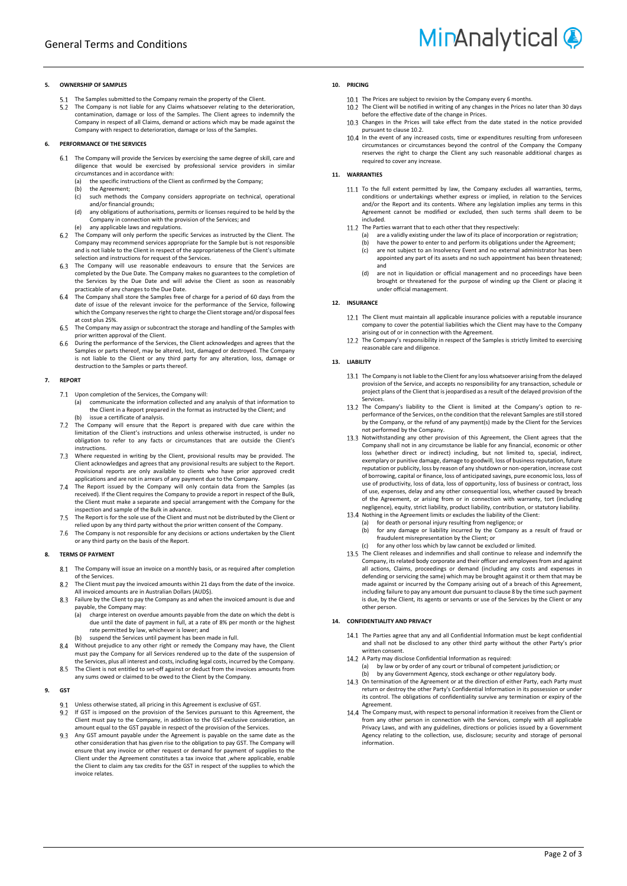**5. OWNERSHIP OF SAMPLES**

5.1 The Samples submitted to the Company remain the property of the Client.

5.2 The Company is not liable for any Claims whatsoever relating to the deterioration, contamination, damage or loss of the Samples. The Client agrees to indemnify the Company in respect of all Claims, demand or actions which may be made against the Company with respect to deterioration, damage or loss of the Samples.

**6. PERFORMANCE OF THE SERVICES**

6.1 The Company will provide the Services by exercising the same degree of skill, care and diligence that would be exercised by professional service providers in similar circumstances and in accordance with:

(a) the specific instructions of the Client as confirmed by the Company;

(b) the Agreement;

(c) such methods the Company considers appropriate on technical, operational and/or financial grounds;

(d) any obligations of authorisations, permits or licenses required to be held by the Company in connection with the provision of the Services; and

(e) any applicable laws and regulations.

6.2 The Company will only perform the specific Services as instructed by the Client. The Company may recommend services appropriate for the Sample but is not responsible and is not liable to the Client in respect of the appropriateness of the Client's ultimate selection and instructions for request of the Services.

6.3 The Company will use reasonable endeavours to ensure that the Services are completed by the Due Date. The Company makes no guarantees to the completion of the Services by the Due Date and will advise the Client as soon as reasonably practicable of any changes to the Due Date.

6.4 The Company shall store the Samples free of charge for a period of 60 days from the date of issue of the relevant invoice for the performance of the Service, following which the Company reserves the right to charge the Client storage and/or disposal fees at cost plus 25%.

6.5 The Company may assign or subcontract the storage and handling of the Samples with prior written approval of the Client.

6.6 During the performance of the Services, the Client acknowledges and agrees that the Samples or parts thereof, may be altered, lost, damaged or destroyed. The Company is not liable to the Client or any third party for any alteration, loss, damage or destruction to the Samples or parts thereof.

**7. REPORT**

7.1 Upon completion of the Services, the Company will:

(a) communicate the information collected and any analysis of that information to the Client in a Report prepared in the format as instructed by the Client; and

(b) issue a certificate of analysis.

7.2 The Company will ensure that the Report is prepared with due care within the limitation of the Client's instructions and unless otherwise instructed, is under no obligation to refer to any facts or circumstances that are outside the Client's instructions.

7.3 Where requested in writing by the Client, provisional results may be provided. The Client acknowledges and agrees that any provisional results are subject to the Report. Provisional reports are only available to clients who have prior approved credit applications and are not in arrears of any payment due to the Company.

7.4 The Report issued by the Company will only contain data from the Samples (as received). If the Client requires the Company to provide a report in respect of the Bulk, the Client must make a separate and special arrangement with the Company for the inspection and sample of the Bulk in advance.

7.5 The Report is for the sole use of the Client and must not be distributed by the Client or relied upon by any third party without the prior written consent of the Company.

7.6 The Company is not responsible for any decisions or actions undertaken by the Client or any third party on the basis of the Report.

**8. TERMS OF PAYMENT**

8.1 The Company will issue an invoice on a monthly basis, or as required after completion of the Services.

8.2 The Client must pay the invoiced amounts within 21 days from the date of the invoice. All invoiced amounts are in Australian Dollars (AUD$).

8.3 Failure by the Client to pay the Company as and when the invoiced amount is due and payable, the Company may:

(a) charge interest on overdue amounts payable from the date on which the debt is due until the date of payment in full, at a rate of 8% per month or the highest rate permitted by law, whichever is lower; and

(b) suspend the Services until payment has been made in full.

8.4 Without prejudice to any other right or remedy the Company may have, the Client must pay the Company for all Services rendered up to the date of the suspension of the Services, plus all interest and costs, including legal costs, incurred by the Company.

8.5 The Client is not entitled to set-off against or deduct from the invoices amounts from any sums owed or claimed to be owed to the Client by the Company.

**9. GST**

9.1 Unless otherwise stated, all pricing in this Agreement is exclusive of GST.

9.2 If GST is imposed on the provision of the Services pursuant to this Agreement, the Client must pay to the Company, in addition to the GST-exclusive consideration, an amount equal to the GST payable in respect of the provision of the Services.

9.3 Any GST amount payable under the Agreement is payable on the same date as the other consideration that has given rise to the obligation to pay GST. The Company will ensure that any invoice or other request or demand for payment of supplies to the Client under the Agreement constitutes a tax invoice that ,where applicable, enable the Client to claim any tax credits for the GST in respect of the supplies to which the invoice relates.

**10. PRICING**

10.1 The Prices are subject to revision by the Company every 6 months.

10.2 The Client will be notified in writing of any changes in the Prices no later than 30 days before the effective date of the change in Prices.

10.3 Changes in the Prices will take effect from the date stated in the notice provided pursuant to clause 10.2.

10.4 In the event of any increased costs, time or expenditures resulting from unforeseen circumstances or circumstances beyond the control of the Company the Company reserves the right to charge the Client any such reasonable additional charges as required to cover any increase.

**11. WARRANTIES**

11.1 To the full extent permitted by law, the Company excludes all warranties, terms, conditions or undertakings whether express or implied, in relation to the Services and/or the Report and its contents. Where any legislation implies any terms in this Agreement cannot be modified or excluded, then such terms shall deem to be included.

11.2 The Parties warrant that to each other that they respectively:

(a) are a validly existing under the law of its place of incorporation or registration;

(b) have the power to enter to and perform its obligations under the Agreement;

(c) are not subject to an Insolvency Event and no external administrator has been appointed any part of its assets and no such appointment has been threatened; and

(d) are not in liquidation or official management and no proceedings have been brought or threatened for the purpose of winding up the Client or placing it under official management.

**12. INSURANCE**

12.1 The Client must maintain all applicable insurance policies with a reputable insurance company to cover the potential liabilities which the Client may have to the Company arising out of or in connection with the Agreement.

12.2 The Company's responsibility in respect of the Samples is strictly limited to exercising reasonable care and diligence.

**13. LIABILITY**

13.1 The Company is not liable to the Client for any loss whatsoever arising from the delayed provision of the Service, and accepts no responsibility for any transaction, schedule or project plans of the Client that is jeopardised as a result of the delayed provision of the Services.

13.2 The Company's liability to the Client is limited at the Company's option to re-performance of the Services, on the condition that the relevant Samples are still stored by the Company, or the refund of any payment(s) made by the Client for the Services not performed by the Company.

13.3 Notwithstanding any other provision of this Agreement, the Client agrees that the Company shall not in any circumstance be liable for any financial, economic or other loss (whether direct or indirect) including, but not limited to, special, indirect, exemplary or punitive damage, damage to goodwill, loss of business reputation, future reputation or publicity, loss by reason of any shutdown or non-operation, increase cost of borrowing, capital or finance, loss of anticipated savings, pure economic loss, loss of use of productivity, loss of data, loss of opportunity, loss of business or contract, loss of use, expenses, delay and any other consequential loss, whether caused by breach of the Agreement, or arising from or in connection with warranty, tort (including negligence), equity, strict liability, product liability, contribution, or statutory liability.

13.4 Nothing in the Agreement limits or excludes the liability of the Client:

(a) for death or personal injury resulting from negligence; or

(b) for any damage or liability incurred by the Company as a result of fraud or fraudulent misrepresentation by the Client; or

(c) for any other loss which by law cannot be excluded or limited.

13.5 The Client releases and indemnifies and shall continue to release and indemnify the Company, its related body corporate and their officer and employees from and against all actions, Claims, proceedings or demand (including any costs and expenses in defending or servicing the same) which may be brought against it or them that may be made against or incurred by the Company arising out of a breach of this Agreement, including failure to pay any amount due pursuant to clause 8 by the time such payment is due, by the Client, its agents or servants or use of the Services by the Client or any other person.

**14. CONFIDENTIALITY AND PRIVACY**

14.1 The Parties agree that any and all Confidential Information must be kept confidential and shall not be disclosed to any other third party without the other Party's prior written consent.

14.2 A Party may disclose Confidential Information as required:

(a) by law or by order of any court or tribunal of competent jurisdiction; or

(b) by any Government Agency, stock exchange or other regulatory body.

14.3 On termination of the Agreement or at the direction of either Party, each Party must return or destroy the other Party's Confidential Information in its possession or under its control. The obligations of confidentiality survive any termination or expiry of the Agreement.

14.4 The Company must, with respect to personal information it receives from the Client or from any other person in connection with the Services, comply with all applicable Privacy Laws, and with any guidelines, directions or policies issued by a Government Agency relating to the collection, use, disclosure; security and storage of personal information.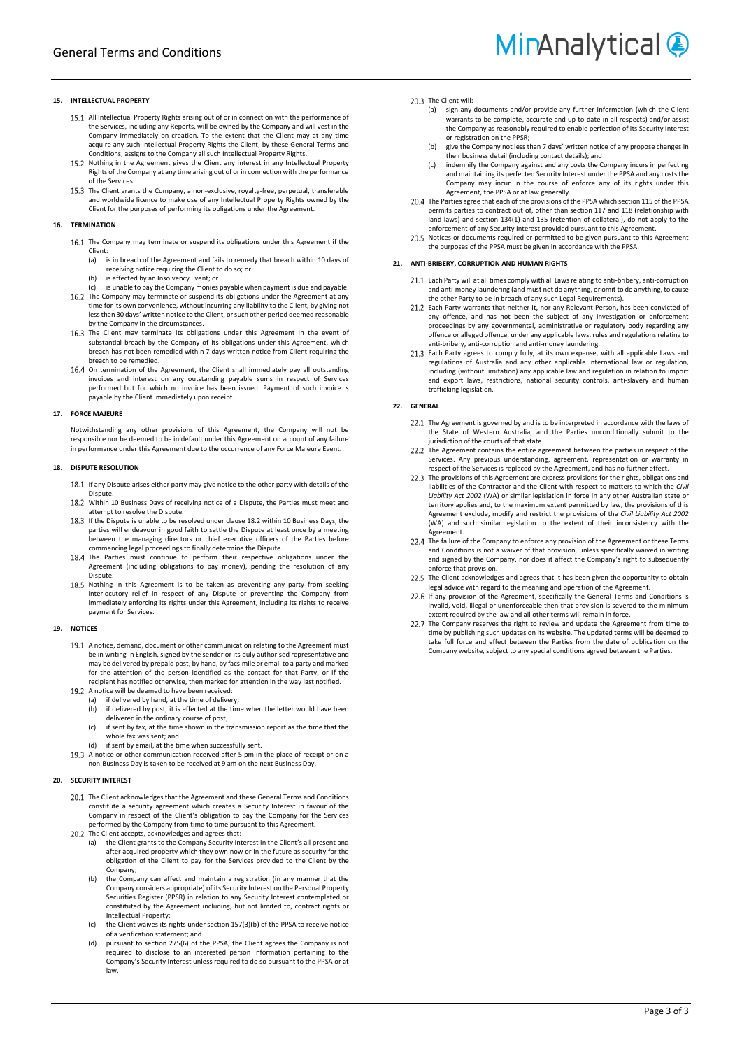## 15. INTELLECTUAL PROPERTY

15.1 All Intellectual Property Rights arising out of or in connection with the performance of the Services, including any Reports, will be owned by the Company and will vest in the Company immediately on creation. To the extent that the Client may at any time acquire any such Intellectual Property Rights the Client, by these General Terms and Conditions, assigns to the Company all such Intellectual Property Rights.

15.2 Nothing in the Agreement gives the Client any interest in any Intellectual Property Rights of the Company at any time arising out of or in connection with the performance of the Services.

15.3 The Client grants the Company, a non-exclusive, royalty-free, perpetual, transferable and worldwide licence to make use of any Intellectual Property Rights owned by the Client for the purposes of performing its obligations under the Agreement.

## 16. TERMINATION

16.1 The Company may terminate or suspend its obligations under this Agreement if the Client:

(a) is in breach of the Agreement and fails to remedy that breach within 10 days of receiving notice requiring the Client to do so; or

(b) is affected by an Insolvency Event; or

(c) is unable to pay the Company monies payable when payment is due and payable.

16.2 The Company may terminate or suspend its obligations under the Agreement at any time for its own convenience, without incurring any liability to the Client, by giving not less than 30 days' written notice to the Client, or such other period deemed reasonable by the Company in the circumstances.

16.3 The Client may terminate its obligations under this Agreement in the event of substantial breach by the Company of its obligations under this Agreement, which breach has not been remedied within 7 days written notice from Client requiring the breach to be remedied.

16.4 On termination of the Agreement, the Client shall immediately pay all outstanding invoices and interest on any outstanding payable sums in respect of Services performed but for which no invoice has been issued. Payment of such invoice is payable by the Client immediately upon receipt.

## 17. FORCE MAJEURE

Notwithstanding any other provisions of this Agreement, the Company will not be responsible nor be deemed to be in default under this Agreement on account of any failure in performance under this Agreement due to the occurrence of any Force Majeure Event.

## 18. DISPUTE RESOLUTION

18.1 If any Dispute arises either party may give notice to the other party with details of the Dispute.

18.2 Within 10 Business Days of receiving notice of a Dispute, the Parties must meet and attempt to resolve the Dispute.

18.3 If the Dispute is unable to be resolved under clause 18.2 within 10 Business Days, the parties will endeavour in good faith to settle the Dispute at least once by a meeting between the managing directors or chief executive officers of the Parties before commencing legal proceedings to finally determine the Dispute.

18.4 The Parties must continue to perform their respective obligations under the Agreement (including obligations to pay money), pending the resolution of any Dispute.

18.5 Nothing in this Agreement is to be taken as preventing any party from seeking interlocutory relief in respect of any Dispute or preventing the Company from immediately enforcing its rights under this Agreement, including its rights to receive payment for Services.

## 19. NOTICES

19.1 A notice, demand, document or other communication relating to the Agreement must be in writing in English, signed by the sender or its duly authorised representative and may be delivered by prepaid post, by hand, by facsimile or email to a party and marked for the attention of the person identified as the contact for that Party, or if the recipient has notified otherwise, then marked for attention in the way last notified.

19.2 A notice will be deemed to have been received:

(a) if delivered by hand, at the time of delivery;

(b) if delivered by post, it is effected at the time when the letter would have been delivered in the ordinary course of post;

(c) if sent by fax, at the time shown in the transmission report as the time that the whole fax was sent; and

(d) if sent by email, at the time when successfully sent.

19.3 A notice or other communication received after 5 pm in the place of receipt or on a non-Business Day is taken to be received at 9 am on the next Business Day.

## 20. SECURITY INTEREST

20.1 The Client acknowledges that the Agreement and these General Terms and Conditions constitute a security agreement which creates a Security Interest in favour of the Company in respect of the Client's obligation to pay the Company for the Services performed by the Company from time to time pursuant to this Agreement.

20.2 The Client accepts, acknowledges and agrees that:

(a) the Client grants to the Company Security Interest in the Client's all present and after acquired property which they own now or in the future as security for the obligation of the Client to pay for the Services provided to the Client by the Company;

(b) the Company can affect and maintain a registration (in any manner that the Company considers appropriate) of its Security Interest on the Personal Property Securities Register (PPSR) in relation to any Security Interest contemplated or constituted by the Agreement including, but not limited to, contract rights or Intellectual Property;

(c) the Client waives its rights under section 157(3)(b) of the PPSA to receive notice of a verification statement; and

(d) pursuant to section 275(6) of the PPSA, the Client agrees the Company is not required to disclose to an interested person information pertaining to the Company's Security Interest unless required to do so pursuant to the PPSA or at law.

20.3 The Client will:

(a) sign any documents and/or provide any further information (which the Client warrants to be complete, accurate and up-to-date in all respects) and/or assist the Company as reasonably required to enable perfection of its Security Interest or registration on the PPSR;

(b) give the Company not less than 7 days' written notice of any propose changes in their business detail (including contact details); and

(c) indemnify the Company against and any costs the Company incurs in perfecting and maintaining its perfected Security Interest under the PPSA and any costs the Company may incur in the course of enforce any of its rights under this Agreement, the PPSA or at law generally.

20.4 The Parties agree that each of the provisions of the PPSA which section 115 of the PPSA permits parties to contract out of, other than section 117 and 118 (relationship with land laws) and section 134(1) and 135 (retention of collateral), do not apply to the enforcement of any Security Interest provided pursuant to this Agreement.

20.5 Notices or documents required or permitted to be given pursuant to this Agreement the purposes of the PPSA must be given in accordance with the PPSA.

## 21. ANTI-BRIBERY, CORRUPTION AND HUMAN RIGHTS

21.1 Each Party will at all times comply with all Laws relating to anti-bribery, anti-corruption and anti-money laundering (and must not do anything, or omit to do anything, to cause the other Party to be in breach of any such Legal Requirements).

21.2 Each Party warrants that neither it, nor any Relevant Person, has been convicted of any offence, and has not been the subject of any investigation or enforcement proceedings by any governmental, administrative or regulatory body regarding any offence or alleged offence, under any applicable laws, rules and regulations relating to anti-bribery, anti-corruption and anti-money laundering.

21.3 Each Party agrees to comply fully, at its own expense, with all applicable Laws and regulations of Australia and any other applicable international law or regulation, including (without limitation) any applicable law and regulation in relation to import and export laws, restrictions, national security controls, anti-slavery and human trafficking legislation.

## 22. GENERAL

22.1 The Agreement is governed by and is to be interpreted in accordance with the laws of the State of Western Australia, and the Parties unconditionally submit to the jurisdiction of the courts of that state.

22.2 The Agreement contains the entire agreement between the parties in respect of the Services. Any previous understanding, agreement, representation or warranty in respect of the Services is replaced by the Agreement, and has no further effect.

22.3 The provisions of this Agreement are express provisions for the rights, obligations and liabilities of the Contractor and the Client with respect to matters to which the *Civil Liability Act 2002* (WA) or similar legislation in force in any other Australian state or territory applies and, to the maximum extent permitted by law, the provisions of this Agreement exclude, modify and restrict the provisions of the *Civil Liability Act 2002* (WA) and such similar legislation to the extent of their inconsistency with the Agreement.

22.4 The failure of the Company to enforce any provision of the Agreement or these Terms and Conditions is not a waiver of that provision, unless specifically waived in writing and signed by the Company, nor does it affect the Company's right to subsequently enforce that provision.

22.5 The Client acknowledges and agrees that it has been given the opportunity to obtain legal advice with regard to the meaning and operation of the Agreement.

22.6 If any provision of the Agreement, specifically the General Terms and Conditions is invalid, void, illegal or unenforceable then that provision is severed to the minimum extent required by the law and all other terms will remain in force.

22.7 The Company reserves the right to review and update the Agreement from time to time by publishing such updates on its website. The updated terms will be deemed to take full force and effect between the Parties from the date of publication on the Company website, subject to any special conditions agreed between the Parties.